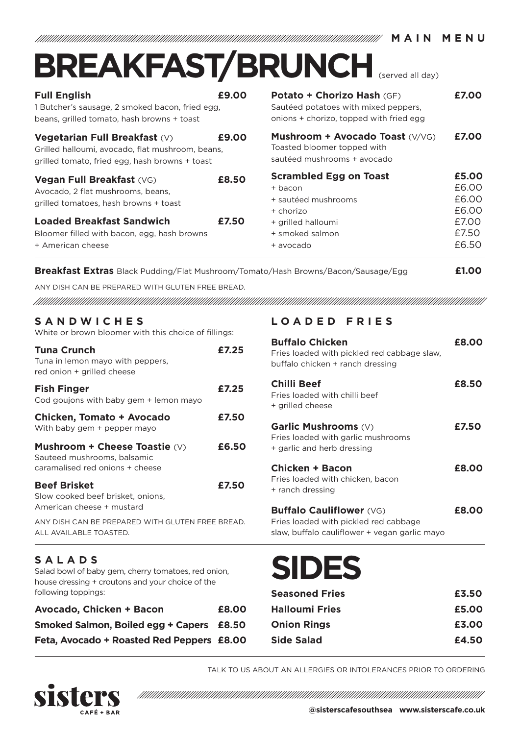MAIN MENU

# BREAKFAST/BRUNCH (served all day)

**Full English** **£9.00**
1 Butcher's sausage, 2 smoked bacon, fried egg, beans, grilled tomato, hash browns + toast

**Vegetarian Full Breakfast** (V) **£9.00**
Grilled halloumi, avocado, flat mushroom, beans, grilled tomato, fried egg, hash browns + toast

**Vegan Full Breakfast** (VG) **£8.50**
Avocado, 2 flat mushrooms, beans, grilled tomatoes, hash browns + toast

**Loaded Breakfast Sandwich** **£7.50**
Bloomer filled with bacon, egg, hash browns + American cheese

**Potato + Chorizo Hash** (GF) **£7.00**
Sautéed potatoes with mixed peppers, onions + chorizo, topped with fried egg

**Mushroom + Avocado Toast** (V/VG) **£7.00**
Toasted bloomer topped with sautéed mushrooms + avocado

| **Scrambled Egg on Toast** | **£5.00** |
|---|---|
| + bacon | £6.00 |
| + sautéed mushrooms | £6.00 |
| + chorizo | £6.00 |
| + grilled halloumi | £7.00 |
| + smoked salmon | £7.50 |
| + avocado | £6.50 |

**Breakfast Extras** Black Pudding/Flat Mushroom/Tomato/Hash Browns/Bacon/Sausage/Egg **£1.00**

ANY DISH CAN BE PREPARED WITH GLUTEN FREE BREAD.

## SANDWICHES

White or brown bloomer with this choice of fillings:

**Tuna Crunch** **£7.25**
Tuna in lemon mayo with peppers, red onion + grilled cheese

**Fish Finger** **£7.25**
Cod goujons with baby gem + lemon mayo

**Chicken, Tomato + Avocado** **£7.50**
With baby gem + pepper mayo

**Mushroom + Cheese Toastie** (V) **£6.50**
Sauteed mushrooms, balsamic caramalised red onions + cheese

**Beef Brisket** **£7.50**
Slow cooked beef brisket, onions, American cheese + mustard

ANY DISH CAN BE PREPARED WITH GLUTEN FREE BREAD.
ALL AVAILABLE TOASTED.

## LOADED FRIES

**Buffalo Chicken** **£8.00**
Fries loaded with pickled red cabbage slaw, buffalo chicken + ranch dressing

**Chilli Beef** **£8.50**
Fries loaded with chilli beef + grilled cheese

**Garlic Mushrooms** (V) **£7.50**
Fries loaded with garlic mushrooms + garlic and herb dressing

**Chicken + Bacon** **£8.00**
Fries loaded with chicken, bacon + ranch dressing

**Buffalo Cauliflower** (VG) **£8.00**
Fries loaded with pickled red cabbage slaw, buffalo cauliflower + vegan garlic mayo

## SALADS

Salad bowl of baby gem, cherry tomatoes, red onion, house dressing + croutons and your choice of the following toppings:

| Topping | Price |
|---|---|
| **Avocado, Chicken + Bacon** | **£8.00** |
| **Smoked Salmon, Boiled egg + Capers** | **£8.50** |
| **Feta, Avocado + Roasted Red Peppers** | **£8.00** |

# SIDES

| Side | Price |
|---|---|
| **Seasoned Fries** | **£3.50** |
| **Halloumi Fries** | **£5.00** |
| **Onion Rings** | **£3.00** |
| **Side Salad** | **£4.50** |

TALK TO US ABOUT AN ALLERGIES OR INTOLERANCES PRIOR TO ORDERING

sisters CAFÉ + BAR

@sisterscafesouthsea www.sisterscafe.co.uk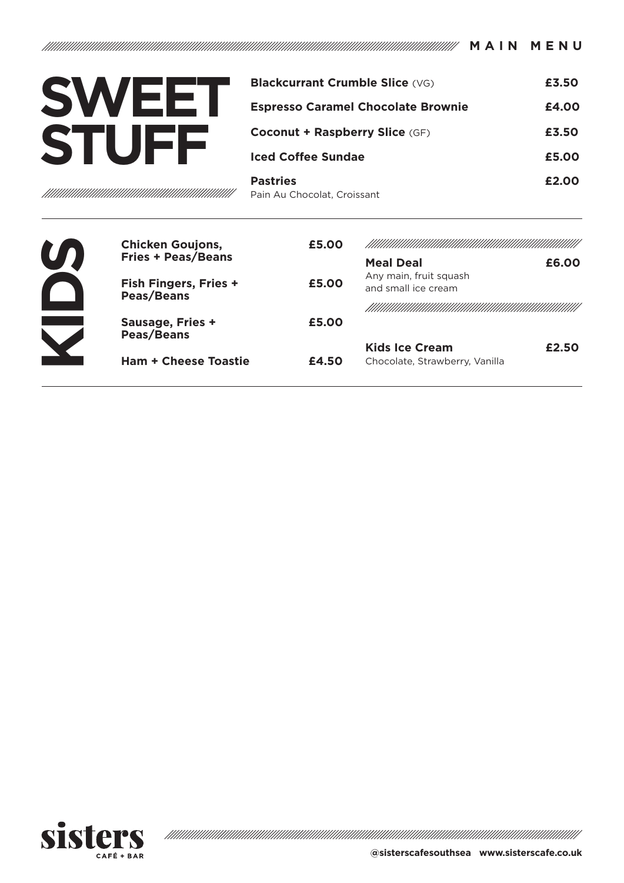# SWEET STUFF

**Blackcurrant Crumble Slice** (VG) **£3.50**

**Espresso Caramel Chocolate Brownie** **£4.00**

**Coconut + Raspberry Slice** (GF) **£3.50**

**Iced Coffee Sundae** **£5.00**

**Pastries** **£2.00**
Pain Au Chocolat, Croissant

# KIDS

**Chicken Goujons, Fries + Peas/Beans** **£5.00**

**Fish Fingers, Fries + Peas/Beans** **£5.00**

**Sausage, Fries + Peas/Beans** **£5.00**

**Ham + Cheese Toastie** **£4.50**

**Meal Deal** **£6.00**
Any main, fruit squash and small ice cream

**Kids Ice Cream** **£2.50**
Chocolate, Strawberry, Vanilla

sisters CAFÉ + BAR

@sisterscafesouthsea www.sisterscafe.co.uk